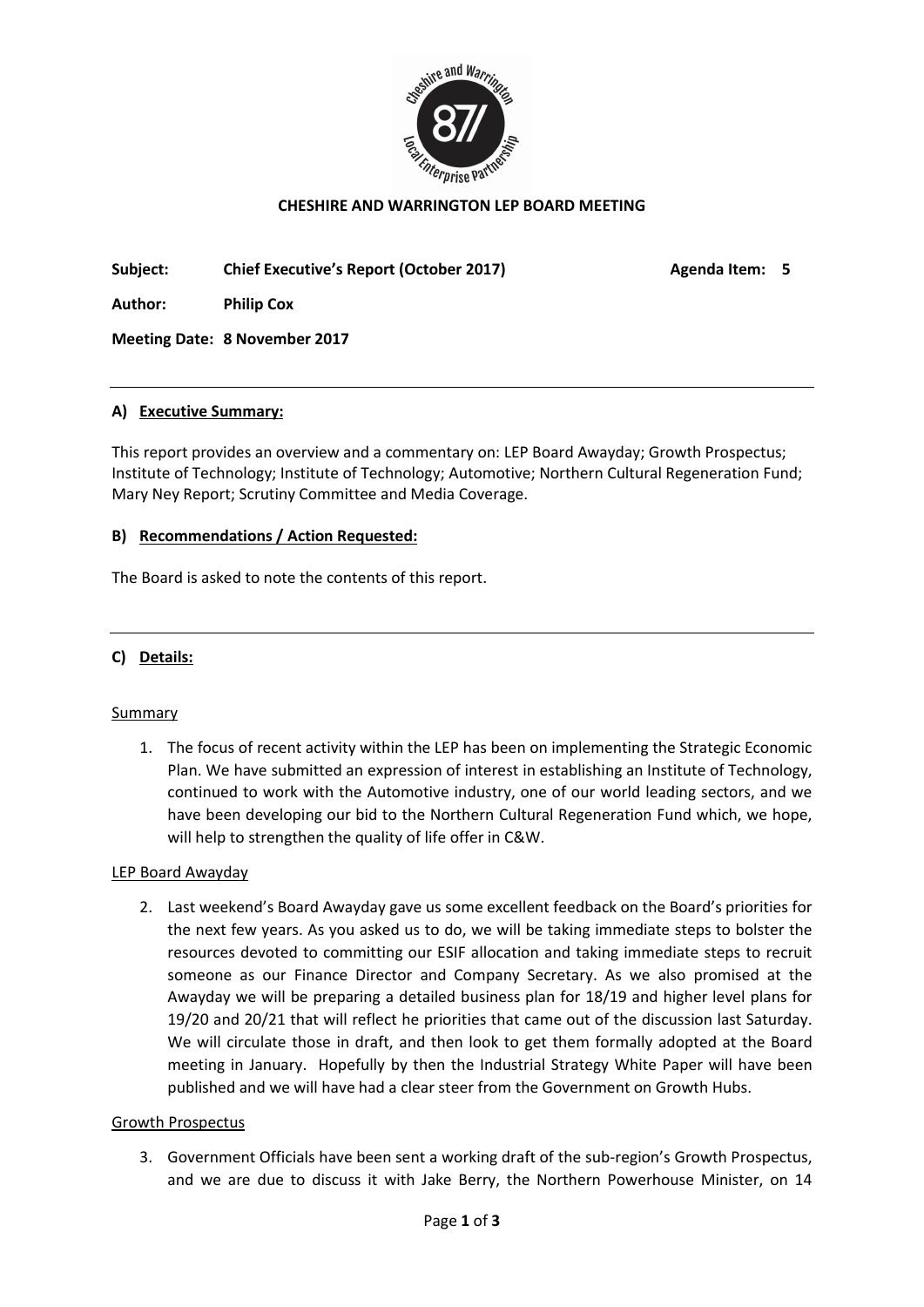**CHESHIRE AND WARRINGTON LEP BOARD MEETING**

**Subject:** **Chief Executive's Report (October 2017)** **Agenda Item: 5**

**Author:** **Philip Cox**

**Meeting Date: 8 November 2017**

---

## A) Executive Summary:

This report provides an overview and a commentary on: LEP Board Awayday; Growth Prospectus; Institute of Technology; Institute of Technology; Automotive; Northern Cultural Regeneration Fund; Mary Ney Report; Scrutiny Committee and Media Coverage.

## B) Recommendations / Action Requested:

The Board is asked to note the contents of this report.

---

## C) Details:

### Summary

1. The focus of recent activity within the LEP has been on implementing the Strategic Economic Plan. We have submitted an expression of interest in establishing an Institute of Technology, continued to work with the Automotive industry, one of our world leading sectors, and we have been developing our bid to the Northern Cultural Regeneration Fund which, we hope, will help to strengthen the quality of life offer in C&W.

### LEP Board Awayday

2. Last weekend's Board Awayday gave us some excellent feedback on the Board's priorities for the next few years. As you asked us to do, we will be taking immediate steps to bolster the resources devoted to committing our ESIF allocation and taking immediate steps to recruit someone as our Finance Director and Company Secretary. As we also promised at the Awayday we will be preparing a detailed business plan for 18/19 and higher level plans for 19/20 and 20/21 that will reflect he priorities that came out of the discussion last Saturday. We will circulate those in draft, and then look to get them formally adopted at the Board meeting in January. Hopefully by then the Industrial Strategy White Paper will have been published and we will have had a clear steer from the Government on Growth Hubs.

### Growth Prospectus

3. Government Officials have been sent a working draft of the sub-region's Growth Prospectus, and we are due to discuss it with Jake Berry, the Northern Powerhouse Minister, on 14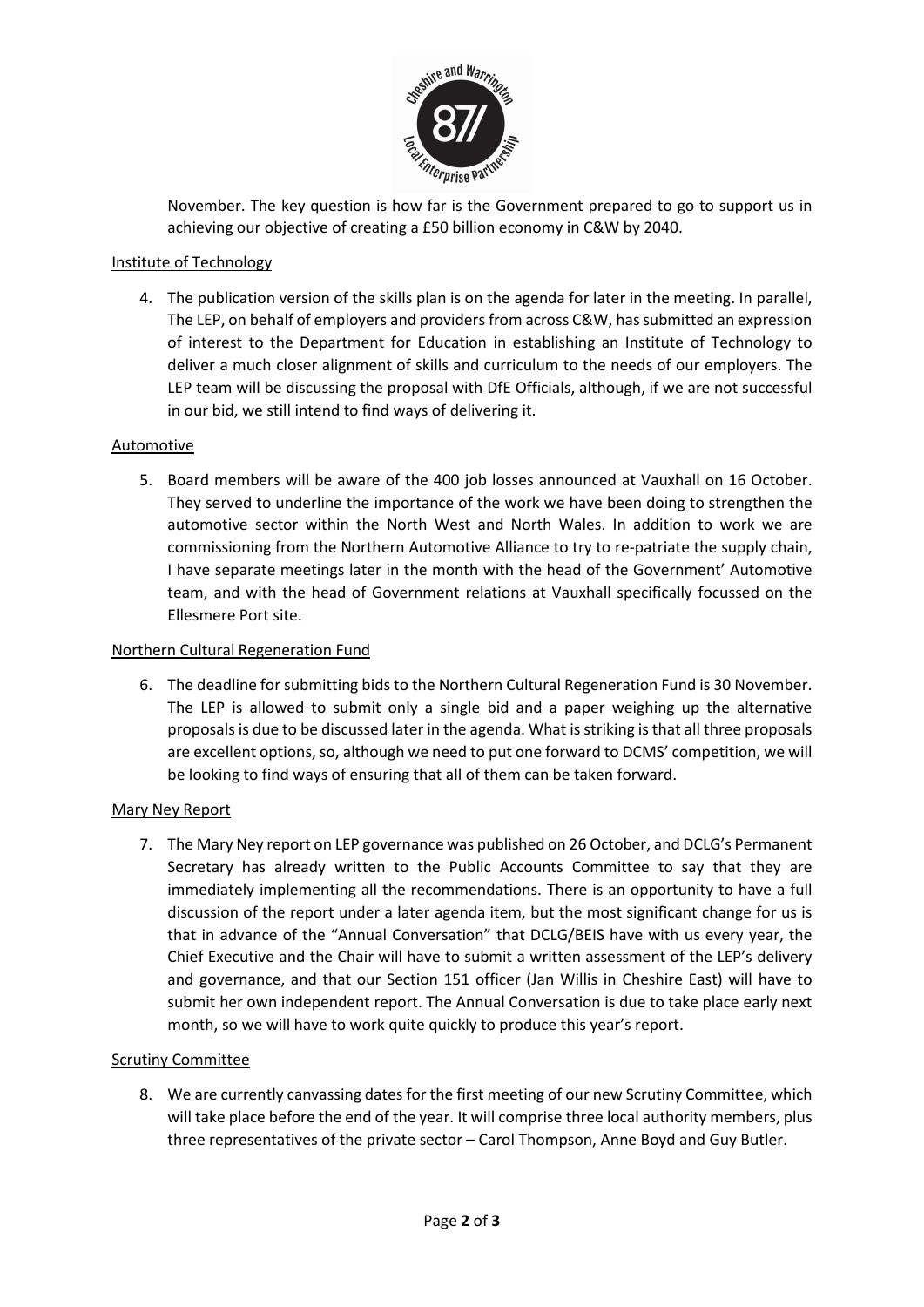November. The key question is how far is the Government prepared to go to support us in achieving our objective of creating a £50 billion economy in C&W by 2040.

Institute of Technology

4. The publication version of the skills plan is on the agenda for later in the meeting. In parallel, The LEP, on behalf of employers and providers from across C&W, has submitted an expression of interest to the Department for Education in establishing an Institute of Technology to deliver a much closer alignment of skills and curriculum to the needs of our employers. The LEP team will be discussing the proposal with DfE Officials, although, if we are not successful in our bid, we still intend to find ways of delivering it.

Automotive

5. Board members will be aware of the 400 job losses announced at Vauxhall on 16 October. They served to underline the importance of the work we have been doing to strengthen the automotive sector within the North West and North Wales. In addition to work we are commissioning from the Northern Automotive Alliance to try to re-patriate the supply chain, I have separate meetings later in the month with the head of the Government' Automotive team, and with the head of Government relations at Vauxhall specifically focussed on the Ellesmere Port site.

Northern Cultural Regeneration Fund

6. The deadline for submitting bids to the Northern Cultural Regeneration Fund is 30 November. The LEP is allowed to submit only a single bid and a paper weighing up the alternative proposals is due to be discussed later in the agenda. What is striking is that all three proposals are excellent options, so, although we need to put one forward to DCMS' competition, we will be looking to find ways of ensuring that all of them can be taken forward.

Mary Ney Report

7. The Mary Ney report on LEP governance was published on 26 October, and DCLG's Permanent Secretary has already written to the Public Accounts Committee to say that they are immediately implementing all the recommendations. There is an opportunity to have a full discussion of the report under a later agenda item, but the most significant change for us is that in advance of the "Annual Conversation" that DCLG/BEIS have with us every year, the Chief Executive and the Chair will have to submit a written assessment of the LEP's delivery and governance, and that our Section 151 officer (Jan Willis in Cheshire East) will have to submit her own independent report. The Annual Conversation is due to take place early next month, so we will have to work quite quickly to produce this year's report.

Scrutiny Committee

8. We are currently canvassing dates for the first meeting of our new Scrutiny Committee, which will take place before the end of the year. It will comprise three local authority members, plus three representatives of the private sector – Carol Thompson, Anne Boyd and Guy Butler.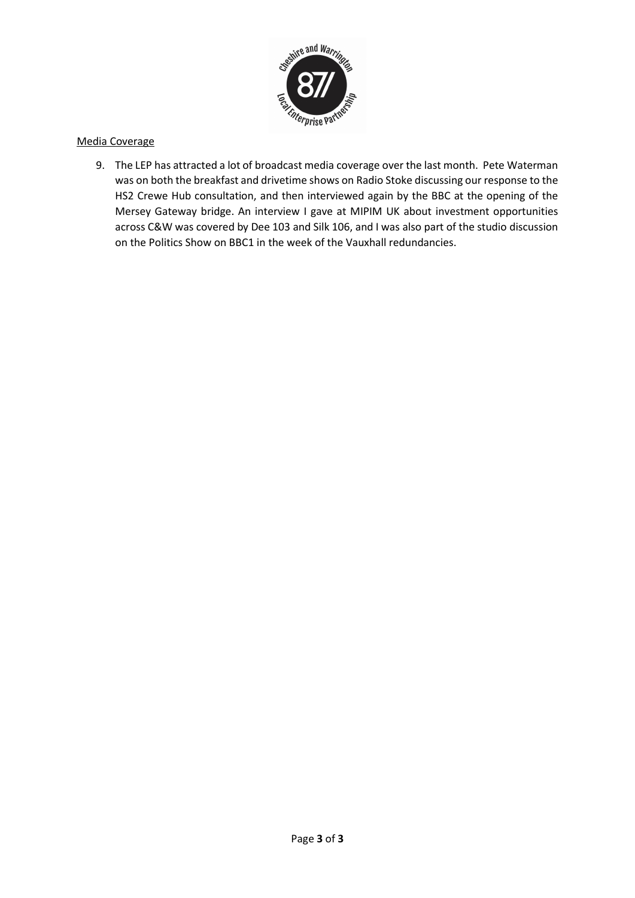Media Coverage

9. The LEP has attracted a lot of broadcast media coverage over the last month. Pete Waterman was on both the breakfast and drivetime shows on Radio Stoke discussing our response to the HS2 Crewe Hub consultation, and then interviewed again by the BBC at the opening of the Mersey Gateway bridge. An interview I gave at MIPIM UK about investment opportunities across C&W was covered by Dee 103 and Silk 106, and I was also part of the studio discussion on the Politics Show on BBC1 in the week of the Vauxhall redundancies.